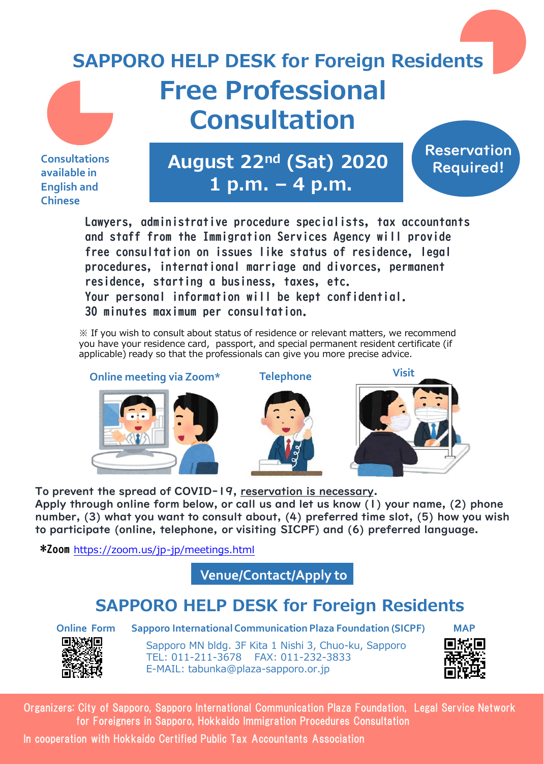# SAPPORO HELP DESK for Foreign Residents

# Free Professional Consultation

Consultations available in English and Chinese

**August 22nd (Sat) 2020**
**1 p.m. – 4 p.m.**

**Reservation Required!**

Lawyers, administrative procedure specialists, tax accountants and staff from the Immigration Services Agency will provide free consultation on issues like status of residence, legal procedures, international marriage and divorces, permanent residence, starting a business, taxes, etc.
Your personal information will be kept confidential.
30 minutes maximum per consultation.

※ If you wish to consult about status of residence or relevant matters, we recommend you have your residence card, passport, and special permanent resident certificate (if applicable) ready so that the professionals can give you more precise advice.

Online meeting via Zoom* | Telephone | Visit

**To prevent the spread of COVID-19, reservation is necessary.**
**Apply through online form below, or call us and let us know (1) your name, (2) phone number, (3) what you want to consult about, (4) preferred time slot, (5) how you wish to participate (online, telephone, or visiting SICPF) and (6) preferred language.**

***Zoom** https://zoom.us/jp-jp/meetings.html

**Venue/Contact/Apply to**

## SAPPORO HELP DESK for Foreign Residents

Online Form

**Sapporo International Communication Plaza Foundation (SICPF)**

Sapporo MN bldg. 3F Kita 1 Nishi 3, Chuo-ku, Sapporo
TEL: 011-211-3678　FAX: 011-232-3833
E-MAIL: tabunka@plaza-sapporo.or.jp

MAP

Organizers: City of Sapporo, Sapporo International Communication Plaza Foundation, Legal Service Network for Foreigners in Sapporo, Hokkaido Immigration Procedures Consultation

In cooperation with Hokkaido Certified Public Tax Accountants Association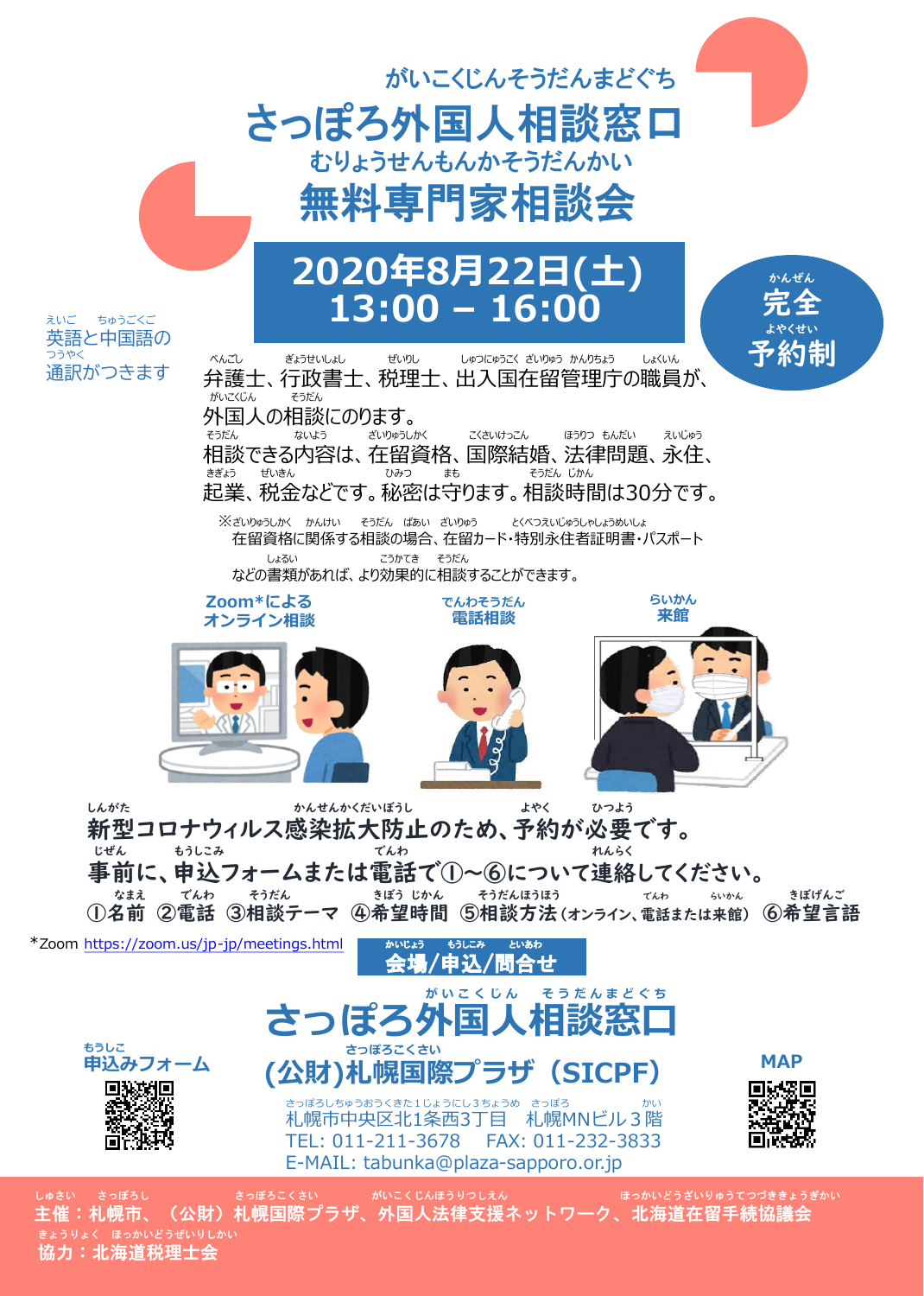がいこくじんそうだんまどぐち

# さっぽろ外国人相談窓口

むりょうせんもんかそうだんかい

# 無料専門家相談会

## 2020年8月22日(土)
## 13:00 – 16:00

かんぜん **完全** よやくせい **予約制**

えいご ちゅうごくご
英語と中国語の
つうやく
通訳がつきます

弁護士、行政書士、税理士、出入国在留管理庁の職員が、外国人の相談にのります。
相談できる内容は、在留資格、国際結婚、法律問題、永住、起業、税金などです。秘密は守ります。相談時間は30分です。

※在留資格に関係する相談の場合、在留カード・特別永住者証明書・パスポートなどの書類があれば、より効果的に相談することができます。

**Zoom*による オンライン相談**　　**電話相談**　　**来館**

**新型コロナウィルス感染拡大防止のため、予約が必要です。**
**事前に、申込フォームまたは電話で①～⑥について連絡してください。**
**①名前 ②電話 ③相談テーマ ④希望時間 ⑤相談方法（オンライン、電話または来館） ⑥希望言語**

*Zoom https://zoom.us/jp-jp/meetings.html

**会場/申込/問合せ**

# さっぽろ外国人相談窓口

## (公財)札幌国際プラザ（SICPF）

札幌市中央区北1条西3丁目　札幌MNビル３階
TEL: 011-211-3678　FAX: 011-232-3833
E-MAIL: tabunka@plaza-sapporo.or.jp

**申込みフォーム**

**MAP**

**主催：札幌市、（公財）札幌国際プラザ、外国人法律支援ネットワーク、北海道在留手続協議会**
**協力：北海道税理士会**